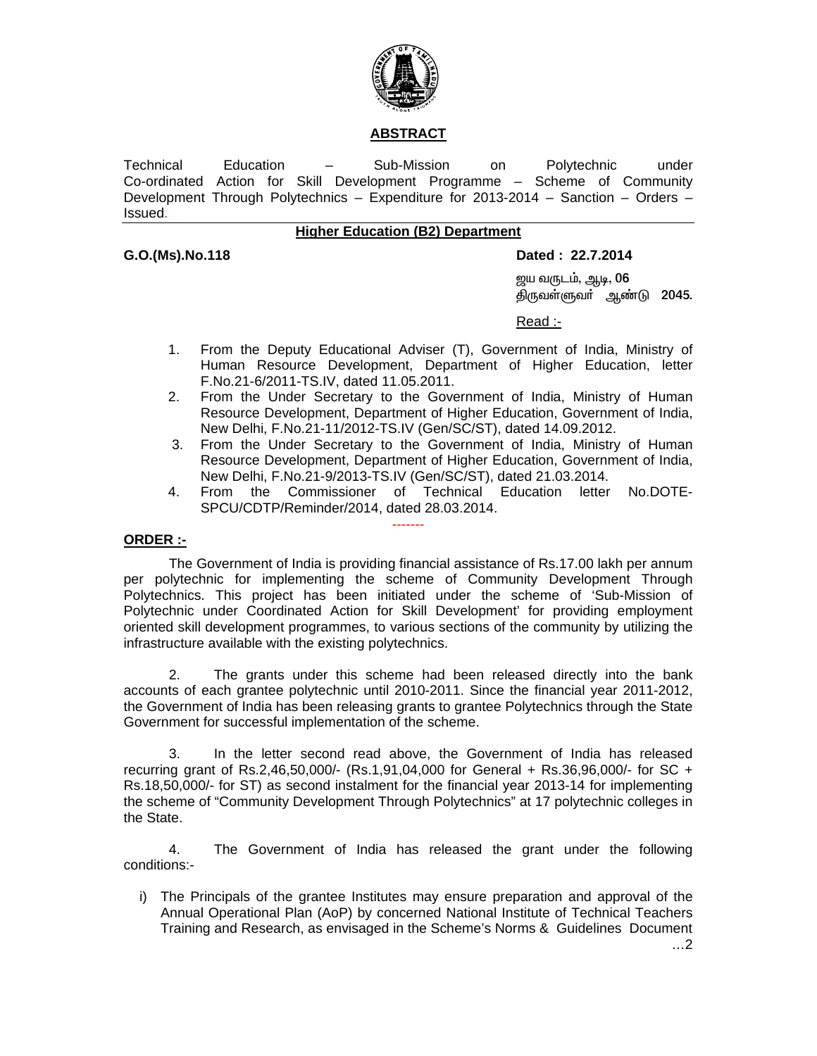## ABSTRACT

Technical Education – Sub-Mission on Polytechnic under Co-ordinated Action for Skill Development Programme – Scheme of Community Development Through Polytechnics – Expenditure for 2013-2014 – Sanction – Orders – Issued.

### Higher Education (B2) Department

**G.O.(Ms).No.118** **Dated : 22.7.2014**

ஜய வருடம், ஆடி, **06**
திருவள்ளுவர் ஆண்டு **2045.**

Read :-

1. From the Deputy Educational Adviser (T), Government of India, Ministry of Human Resource Development, Department of Higher Education, letter F.No.21-6/2011-TS.IV, dated 11.05.2011.
2. From the Under Secretary to the Government of India, Ministry of Human Resource Development, Department of Higher Education, Government of India, New Delhi, F.No.21-11/2012-TS.IV (Gen/SC/ST), dated 14.09.2012.
3. From the Under Secretary to the Government of India, Ministry of Human Resource Development, Department of Higher Education, Government of India, New Delhi, F.No.21-9/2013-TS.IV (Gen/SC/ST), dated 21.03.2014.
4. From the Commissioner of Technical Education letter No.DOTE-SPCU/CDTP/Reminder/2014, dated 28.03.2014.

-------

**ORDER :-**

The Government of India is providing financial assistance of Rs.17.00 lakh per annum per polytechnic for implementing the scheme of Community Development Through Polytechnics. This project has been initiated under the scheme of 'Sub-Mission of Polytechnic under Coordinated Action for Skill Development' for providing employment oriented skill development programmes, to various sections of the community by utilizing the infrastructure available with the existing polytechnics.

2. The grants under this scheme had been released directly into the bank accounts of each grantee polytechnic until 2010-2011. Since the financial year 2011-2012, the Government of India has been releasing grants to grantee Polytechnics through the State Government for successful implementation of the scheme.

3. In the letter second read above, the Government of India has released recurring grant of Rs.2,46,50,000/- (Rs.1,91,04,000 for General + Rs.36,96,000/- for SC + Rs.18,50,000/- for ST) as second instalment for the financial year 2013-14 for implementing the scheme of "Community Development Through Polytechnics" at 17 polytechnic colleges in the State.

4. The Government of India has released the grant under the following conditions:-

i) The Principals of the grantee Institutes may ensure preparation and approval of the Annual Operational Plan (AoP) by concerned National Institute of Technical Teachers Training and Research, as envisaged in the Scheme's Norms & Guidelines Document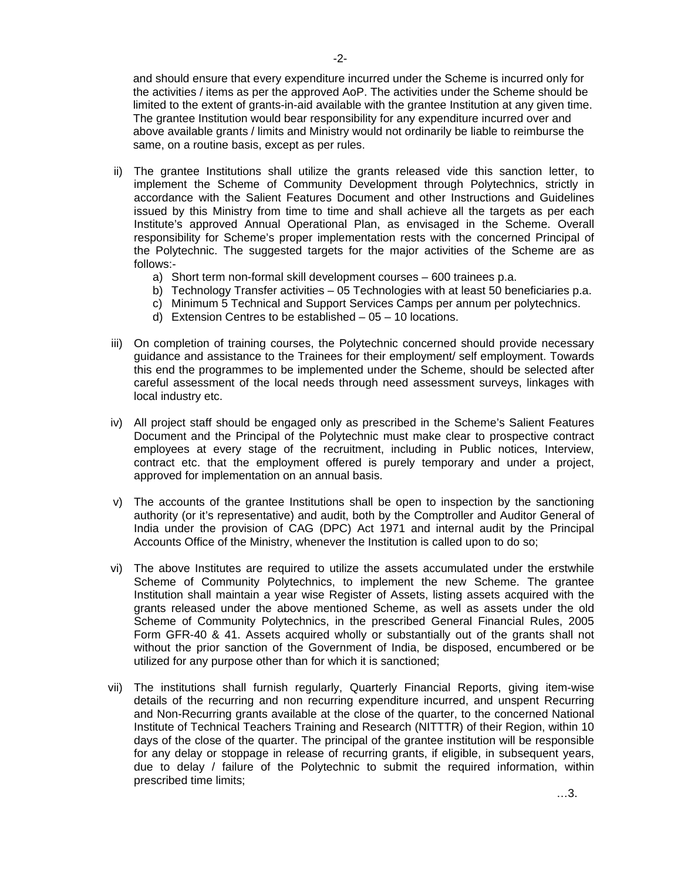and should ensure that every expenditure incurred under the Scheme is incurred only for the activities / items as per the approved AoP. The activities under the Scheme should be limited to the extent of grants-in-aid available with the grantee Institution at any given time. The grantee Institution would bear responsibility for any expenditure incurred over and above available grants / limits and Ministry would not ordinarily be liable to reimburse the same, on a routine basis, except as per rules.

ii) The grantee Institutions shall utilize the grants released vide this sanction letter, to implement the Scheme of Community Development through Polytechnics, strictly in accordance with the Salient Features Document and other Instructions and Guidelines issued by this Ministry from time to time and shall achieve all the targets as per each Institute's approved Annual Operational Plan, as envisaged in the Scheme. Overall responsibility for Scheme's proper implementation rests with the concerned Principal of the Polytechnic. The suggested targets for the major activities of the Scheme are as follows:-

   a) Short term non-formal skill development courses – 600 trainees p.a.
   b) Technology Transfer activities – 05 Technologies with at least 50 beneficiaries p.a.
   c) Minimum 5 Technical and Support Services Camps per annum per polytechnics.
   d) Extension Centres to be established – 05 – 10 locations.

iii) On completion of training courses, the Polytechnic concerned should provide necessary guidance and assistance to the Trainees for their employment/ self employment. Towards this end the programmes to be implemented under the Scheme, should be selected after careful assessment of the local needs through need assessment surveys, linkages with local industry etc.

iv) All project staff should be engaged only as prescribed in the Scheme's Salient Features Document and the Principal of the Polytechnic must make clear to prospective contract employees at every stage of the recruitment, including in Public notices, Interview, contract etc. that the employment offered is purely temporary and under a project, approved for implementation on an annual basis.

v) The accounts of the grantee Institutions shall be open to inspection by the sanctioning authority (or it's representative) and audit, both by the Comptroller and Auditor General of India under the provision of CAG (DPC) Act 1971 and internal audit by the Principal Accounts Office of the Ministry, whenever the Institution is called upon to do so;

vi) The above Institutes are required to utilize the assets accumulated under the erstwhile Scheme of Community Polytechnics, to implement the new Scheme. The grantee Institution shall maintain a year wise Register of Assets, listing assets acquired with the grants released under the above mentioned Scheme, as well as assets under the old Scheme of Community Polytechnics, in the prescribed General Financial Rules, 2005 Form GFR-40 & 41. Assets acquired wholly or substantially out of the grants shall not without the prior sanction of the Government of India, be disposed, encumbered or be utilized for any purpose other than for which it is sanctioned;

vii) The institutions shall furnish regularly, Quarterly Financial Reports, giving item-wise details of the recurring and non recurring expenditure incurred, and unspent Recurring and Non-Recurring grants available at the close of the quarter, to the concerned National Institute of Technical Teachers Training and Research (NITTTR) of their Region, within 10 days of the close of the quarter. The principal of the grantee institution will be responsible for any delay or stoppage in release of recurring grants, if eligible, in subsequent years, due to delay / failure of the Polytechnic to submit the required information, within prescribed time limits;

…3.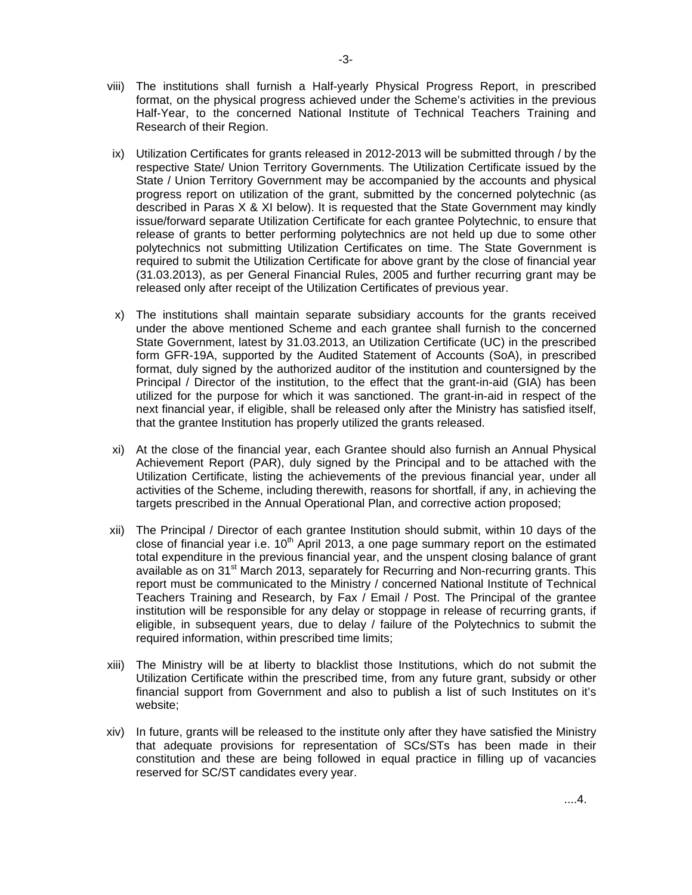viii) The institutions shall furnish a Half-yearly Physical Progress Report, in prescribed format, on the physical progress achieved under the Scheme's activities in the previous Half-Year, to the concerned National Institute of Technical Teachers Training and Research of their Region.

ix) Utilization Certificates for grants released in 2012-2013 will be submitted through / by the respective State/ Union Territory Governments. The Utilization Certificate issued by the State / Union Territory Government may be accompanied by the accounts and physical progress report on utilization of the grant, submitted by the concerned polytechnic (as described in Paras X & XI below). It is requested that the State Government may kindly issue/forward separate Utilization Certificate for each grantee Polytechnic, to ensure that release of grants to better performing polytechnics are not held up due to some other polytechnics not submitting Utilization Certificates on time. The State Government is required to submit the Utilization Certificate for above grant by the close of financial year (31.03.2013), as per General Financial Rules, 2005 and further recurring grant may be released only after receipt of the Utilization Certificates of previous year.

x) The institutions shall maintain separate subsidiary accounts for the grants received under the above mentioned Scheme and each grantee shall furnish to the concerned State Government, latest by 31.03.2013, an Utilization Certificate (UC) in the prescribed form GFR-19A, supported by the Audited Statement of Accounts (SoA), in prescribed format, duly signed by the authorized auditor of the institution and countersigned by the Principal / Director of the institution, to the effect that the grant-in-aid (GIA) has been utilized for the purpose for which it was sanctioned. The grant-in-aid in respect of the next financial year, if eligible, shall be released only after the Ministry has satisfied itself, that the grantee Institution has properly utilized the grants released.

xi) At the close of the financial year, each Grantee should also furnish an Annual Physical Achievement Report (PAR), duly signed by the Principal and to be attached with the Utilization Certificate, listing the achievements of the previous financial year, under all activities of the Scheme, including therewith, reasons for shortfall, if any, in achieving the targets prescribed in the Annual Operational Plan, and corrective action proposed;

xii) The Principal / Director of each grantee Institution should submit, within 10 days of the close of financial year i.e. 10th April 2013, a one page summary report on the estimated total expenditure in the previous financial year, and the unspent closing balance of grant available as on 31st March 2013, separately for Recurring and Non-recurring grants. This report must be communicated to the Ministry / concerned National Institute of Technical Teachers Training and Research, by Fax / Email / Post. The Principal of the grantee institution will be responsible for any delay or stoppage in release of recurring grants, if eligible, in subsequent years, due to delay / failure of the Polytechnics to submit the required information, within prescribed time limits;

xiii) The Ministry will be at liberty to blacklist those Institutions, which do not submit the Utilization Certificate within the prescribed time, from any future grant, subsidy or other financial support from Government and also to publish a list of such Institutes on it's website;

xiv) In future, grants will be released to the institute only after they have satisfied the Ministry that adequate provisions for representation of SCs/STs has been made in their constitution and these are being followed in equal practice in filling up of vacancies reserved for SC/ST candidates every year.

....4.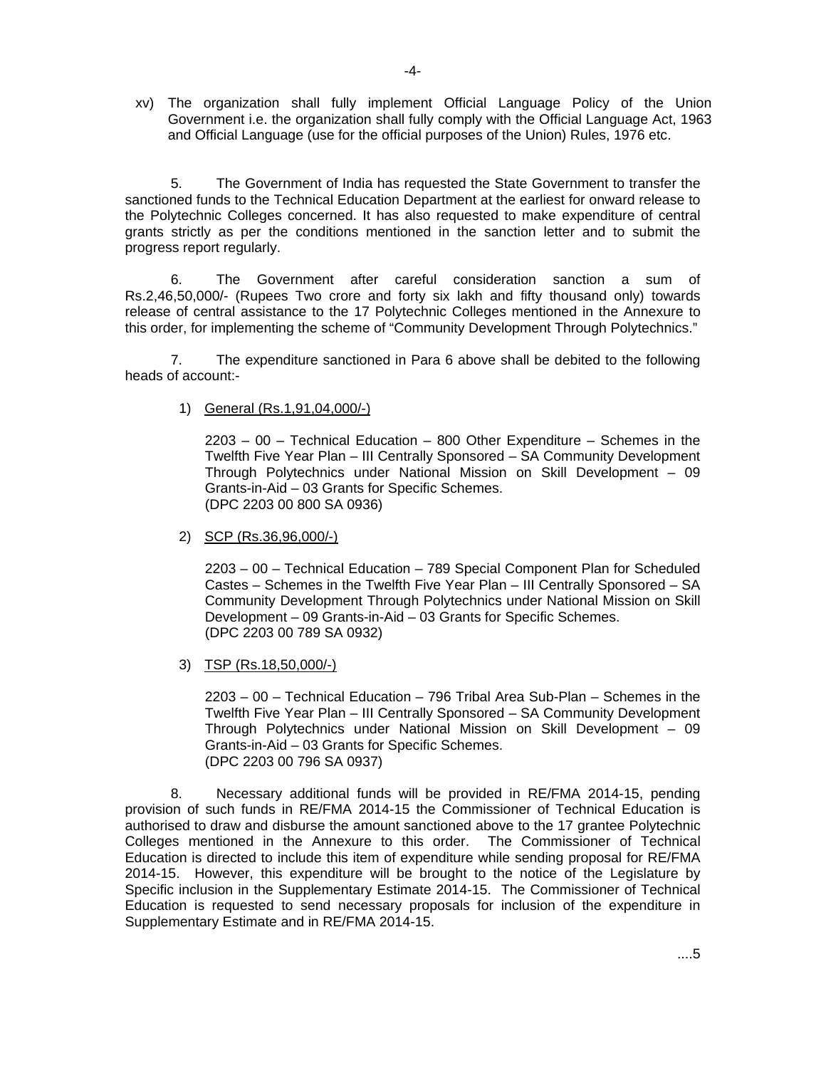xv) The organization shall fully implement Official Language Policy of the Union Government i.e. the organization shall fully comply with the Official Language Act, 1963 and Official Language (use for the official purposes of the Union) Rules, 1976 etc.

5. The Government of India has requested the State Government to transfer the sanctioned funds to the Technical Education Department at the earliest for onward release to the Polytechnic Colleges concerned. It has also requested to make expenditure of central grants strictly as per the conditions mentioned in the sanction letter and to submit the progress report regularly.

6. The Government after careful consideration sanction a sum of Rs.2,46,50,000/- (Rupees Two crore and forty six lakh and fifty thousand only) towards release of central assistance to the 17 Polytechnic Colleges mentioned in the Annexure to this order, for implementing the scheme of "Community Development Through Polytechnics."

7. The expenditure sanctioned in Para 6 above shall be debited to the following heads of account:-

1) General (Rs.1,91,04,000/-)

   2203 – 00 – Technical Education – 800 Other Expenditure – Schemes in the Twelfth Five Year Plan – III Centrally Sponsored – SA Community Development Through Polytechnics under National Mission on Skill Development – 09 Grants-in-Aid – 03 Grants for Specific Schemes.
   (DPC 2203 00 800 SA 0936)

2) SCP (Rs.36,96,000/-)

   2203 – 00 – Technical Education – 789 Special Component Plan for Scheduled Castes – Schemes in the Twelfth Five Year Plan – III Centrally Sponsored – SA Community Development Through Polytechnics under National Mission on Skill Development – 09 Grants-in-Aid – 03 Grants for Specific Schemes.
   (DPC 2203 00 789 SA 0932)

3) TSP (Rs.18,50,000/-)

   2203 – 00 – Technical Education – 796 Tribal Area Sub-Plan – Schemes in the Twelfth Five Year Plan – III Centrally Sponsored – SA Community Development Through Polytechnics under National Mission on Skill Development – 09 Grants-in-Aid – 03 Grants for Specific Schemes.
   (DPC 2203 00 796 SA 0937)

8. Necessary additional funds will be provided in RE/FMA 2014-15, pending provision of such funds in RE/FMA 2014-15 the Commissioner of Technical Education is authorised to draw and disburse the amount sanctioned above to the 17 grantee Polytechnic Colleges mentioned in the Annexure to this order. The Commissioner of Technical Education is directed to include this item of expenditure while sending proposal for RE/FMA 2014-15. However, this expenditure will be brought to the notice of the Legislature by Specific inclusion in the Supplementary Estimate 2014-15. The Commissioner of Technical Education is requested to send necessary proposals for inclusion of the expenditure in Supplementary Estimate and in RE/FMA 2014-15.

....5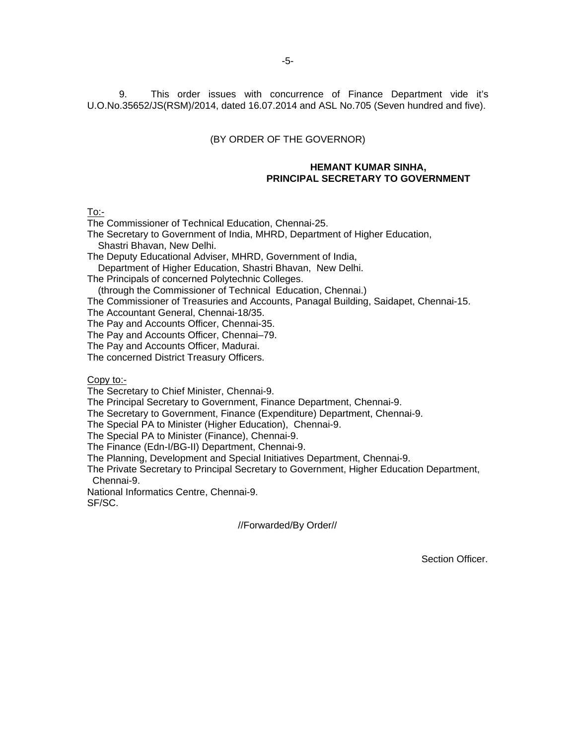9. This order issues with concurrence of Finance Department vide it's U.O.No.35652/JS(RSM)/2014, dated 16.07.2014 and ASL No.705 (Seven hundred and five).

(BY ORDER OF THE GOVERNOR)

**HEMANT KUMAR SINHA,**
**PRINCIPAL SECRETARY TO GOVERNMENT**

To:-

The Commissioner of Technical Education, Chennai-25.
The Secretary to Government of India, MHRD, Department of Higher Education, Shastri Bhavan, New Delhi.
The Deputy Educational Adviser, MHRD, Government of India, Department of Higher Education, Shastri Bhavan, New Delhi.
The Principals of concerned Polytechnic Colleges. (through the Commissioner of Technical Education, Chennai.)
The Commissioner of Treasuries and Accounts, Panagal Building, Saidapet, Chennai-15.
The Accountant General, Chennai-18/35.
The Pay and Accounts Officer, Chennai-35.
The Pay and Accounts Officer, Chennai–79.
The Pay and Accounts Officer, Madurai.
The concerned District Treasury Officers.

Copy to:-

The Secretary to Chief Minister, Chennai-9.
The Principal Secretary to Government, Finance Department, Chennai-9.
The Secretary to Government, Finance (Expenditure) Department, Chennai-9.
The Special PA to Minister (Higher Education), Chennai-9.
The Special PA to Minister (Finance), Chennai-9.
The Finance (Edn-I/BG-II) Department, Chennai-9.
The Planning, Development and Special Initiatives Department, Chennai-9.
The Private Secretary to Principal Secretary to Government, Higher Education Department, Chennai-9.
National Informatics Centre, Chennai-9.
SF/SC.

//Forwarded/By Order//

Section Officer.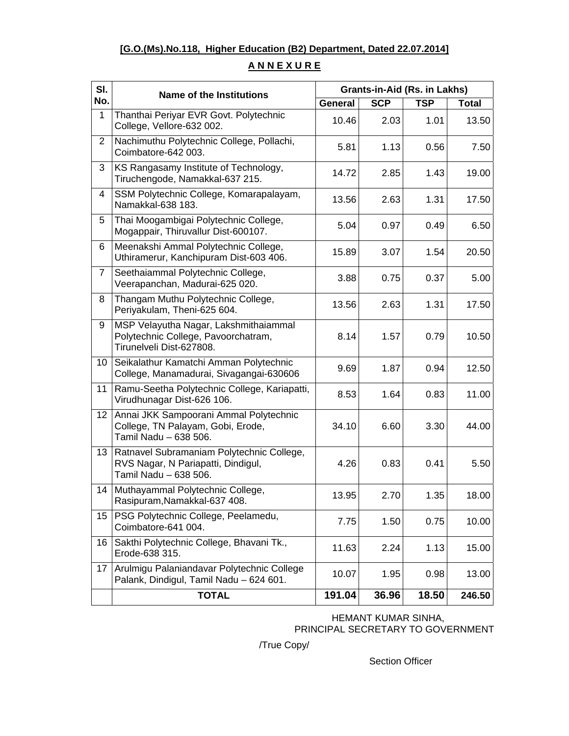**[G.O.(Ms).No.118, Higher Education (B2) Department, Dated 22.07.2014]**

**A N N E X U R E**

| Sl. No. | Name of the Institutions | Grants-in-Aid (Rs. in Lakhs) | | | |
|---|---|---|---|---|---|
| | | General | SCP | TSP | Total |
| 1 | Thanthai Periyar EVR Govt. Polytechnic College, Vellore-632 002. | 10.46 | 2.03 | 1.01 | 13.50 |
| 2 | Nachimuthu Polytechnic College, Pollachi, Coimbatore-642 003. | 5.81 | 1.13 | 0.56 | 7.50 |
| 3 | KS Rangasamy Institute of Technology, Tiruchengode, Namakkal-637 215. | 14.72 | 2.85 | 1.43 | 19.00 |
| 4 | SSM Polytechnic College, Komarapalayam, Namakkal-638 183. | 13.56 | 2.63 | 1.31 | 17.50 |
| 5 | Thai Moogambigai Polytechnic College, Mogappair, Thiruvallur Dist-600107. | 5.04 | 0.97 | 0.49 | 6.50 |
| 6 | Meenakshi Ammal Polytechnic College, Uthiramerur, Kanchipuram Dist-603 406. | 15.89 | 3.07 | 1.54 | 20.50 |
| 7 | Seethaiammal Polytechnic College, Veerapanchan, Madurai-625 020. | 3.88 | 0.75 | 0.37 | 5.00 |
| 8 | Thangam Muthu Polytechnic College, Periyakulam, Theni-625 604. | 13.56 | 2.63 | 1.31 | 17.50 |
| 9 | MSP Velayutha Nagar, Lakshmithaiammal Polytechnic College, Pavoorchatram, Tirunelveli Dist-627808. | 8.14 | 1.57 | 0.79 | 10.50 |
| 10 | Seikalathur Kamatchi Amman Polytechnic College, Manamadurai, Sivagangai-630606 | 9.69 | 1.87 | 0.94 | 12.50 |
| 11 | Ramu-Seetha Polytechnic College, Kariapatti, Virudhunagar Dist-626 106. | 8.53 | 1.64 | 0.83 | 11.00 |
| 12 | Annai JKK Sampoorani Ammal Polytechnic College, TN Palayam, Gobi, Erode, Tamil Nadu – 638 506. | 34.10 | 6.60 | 3.30 | 44.00 |
| 13 | Ratnavel Subramaniam Polytechnic College, RVS Nagar, N Pariapatti, Dindigul, Tamil Nadu – 638 506. | 4.26 | 0.83 | 0.41 | 5.50 |
| 14 | Muthayammal Polytechnic College, Rasipuram,Namakkal-637 408. | 13.95 | 2.70 | 1.35 | 18.00 |
| 15 | PSG Polytechnic College, Peelamedu, Coimbatore-641 004. | 7.75 | 1.50 | 0.75 | 10.00 |
| 16 | Sakthi Polytechnic College, Bhavani Tk., Erode-638 315. | 11.63 | 2.24 | 1.13 | 15.00 |
| 17 | Arulmigu Palaniandavar Polytechnic College Palank, Dindigul, Tamil Nadu – 624 601. | 10.07 | 1.95 | 0.98 | 13.00 |
| | **TOTAL** | **191.04** | **36.96** | **18.50** | **246.50** |

HEMANT KUMAR SINHA,
PRINCIPAL SECRETARY TO GOVERNMENT

/True Copy/

Section Officer